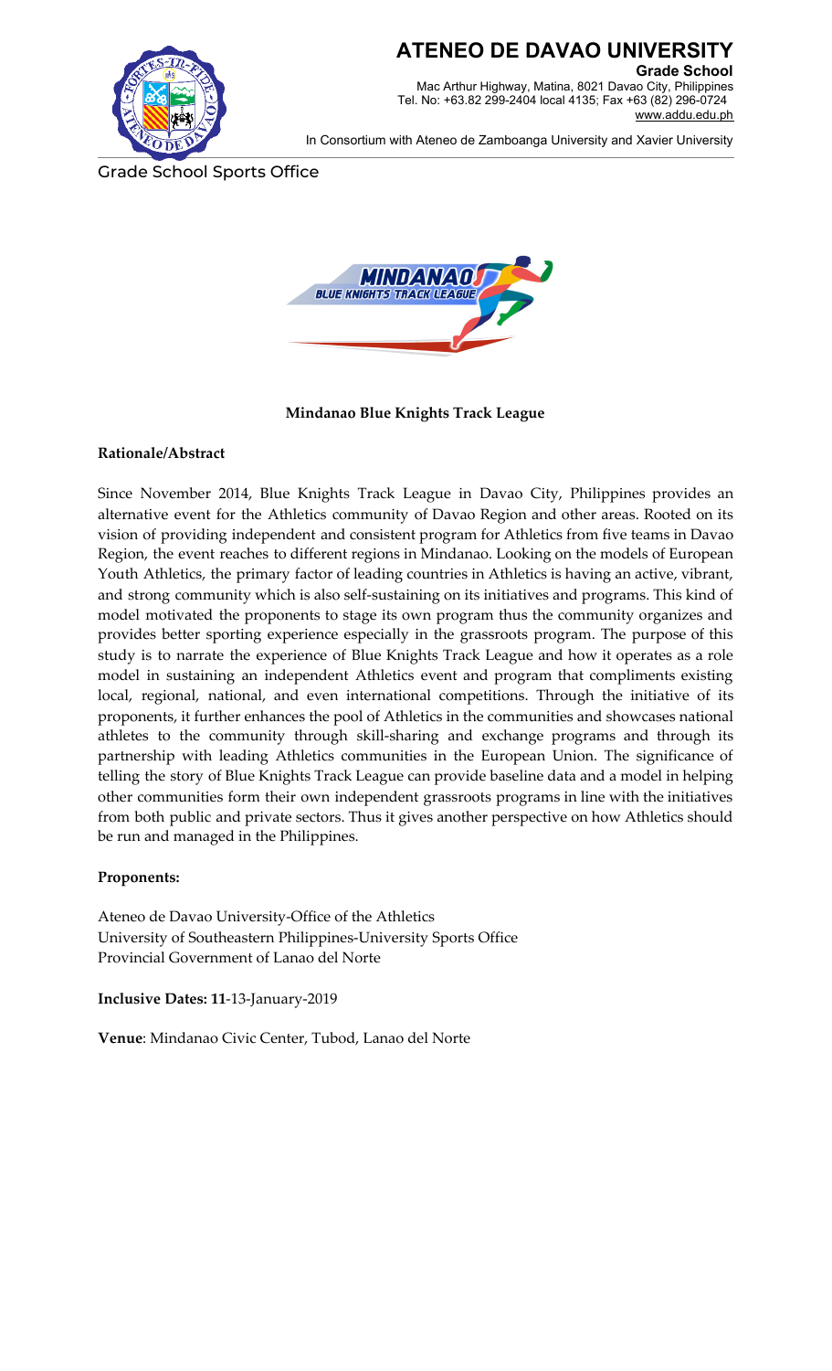# ATENEO DE DAVAO UNIVERSITY

**Grade School**
Mac Arthur Highway, Matina, 8021 Davao City, Philippines
Tel. No: +63.82 299-2404 local 4135; Fax +63 (82) 296-0724
www.addu.edu.ph

In Consortium with Ateneo de Zamboanga University and Xavier University

Grade School Sports Office

**Mindanao Blue Knights Track League**

**Rationale/Abstract**

Since November 2014, Blue Knights Track League in Davao City, Philippines provides an alternative event for the Athletics community of Davao Region and other areas. Rooted on its vision of providing independent and consistent program for Athletics from five teams in Davao Region, the event reaches to different regions in Mindanao. Looking on the models of European Youth Athletics, the primary factor of leading countries in Athletics is having an active, vibrant, and strong community which is also self-sustaining on its initiatives and programs. This kind of model motivated the proponents to stage its own program thus the community organizes and provides better sporting experience especially in the grassroots program. The purpose of this study is to narrate the experience of Blue Knights Track League and how it operates as a role model in sustaining an independent Athletics event and program that compliments existing local, regional, national, and even international competitions. Through the initiative of its proponents, it further enhances the pool of Athletics in the communities and showcases national athletes to the community through skill-sharing and exchange programs and through its partnership with leading Athletics communities in the European Union. The significance of telling the story of Blue Knights Track League can provide baseline data and a model in helping other communities form their own independent grassroots programs in line with the initiatives from both public and private sectors. Thus it gives another perspective on how Athletics should be run and managed in the Philippines.

**Proponents:**

Ateneo de Davao University-Office of the Athletics
University of Southeastern Philippines-University Sports Office
Provincial Government of Lanao del Norte

**Inclusive Dates: 11**-13-January-2019

**Venue**: Mindanao Civic Center, Tubod, Lanao del Norte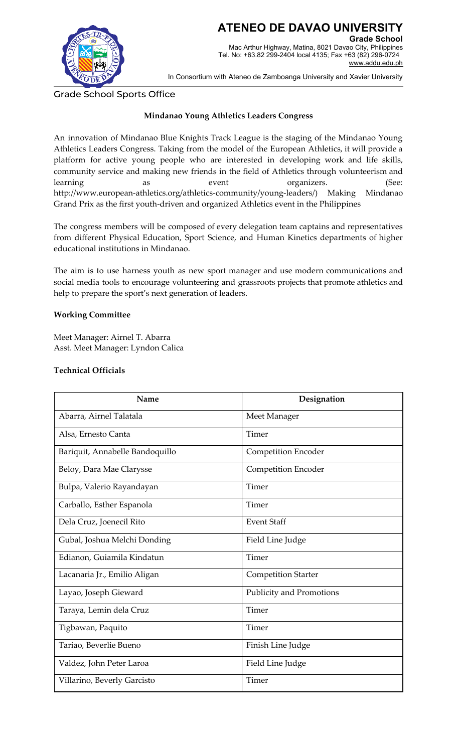Grade School Sports Office

## Mindanao Young Athletics Leaders Congress

An innovation of Mindanao Blue Knights Track League is the staging of the Mindanao Young Athletics Leaders Congress. Taking from the model of the European Athletics, it will provide a platform for active young people who are interested in developing work and life skills, community service and making new friends in the field of Athletics through volunteerism and learning as event organizers. (See: http://www.european-athletics.org/athletics-community/young-leaders/) Making Mindanao Grand Prix as the first youth-driven and organized Athletics event in the Philippines

The congress members will be composed of every delegation team captains and representatives from different Physical Education, Sport Science, and Human Kinetics departments of higher educational institutions in Mindanao.

The aim is to use harness youth as new sport manager and use modern communications and social media tools to encourage volunteering and grassroots projects that promote athletics and help to prepare the sport's next generation of leaders.

**Working Committee**

Meet Manager: Airnel T. Abarra
Asst. Meet Manager: Lyndon Calica

**Technical Officials**

| Name | Designation |
|---|---|
| Abarra, Airnel Talatala | Meet Manager |
| Alsa, Ernesto Canta | Timer |
| Bariquit, Annabelle Bandoquillo | Competition Encoder |
| Beloy, Dara Mae Clarysse | Competition Encoder |
| Bulpa, Valerio Rayandayan | Timer |
| Carballo, Esther Espanola | Timer |
| Dela Cruz, Joenecil Rito | Event Staff |
| Gubal, Joshua Melchi Donding | Field Line Judge |
| Edianon, Guiamila Kindatun | Timer |
| Lacanaria Jr., Emilio Aligan | Competition Starter |
| Layao, Joseph Gieward | Publicity and Promotions |
| Taraya, Lemin dela Cruz | Timer |
| Tigbawan, Paquito | Timer |
| Tariao, Beverlie Bueno | Finish Line Judge |
| Valdez, John Peter Laroa | Field Line Judge |
| Villarino, Beverly Garcisto | Timer |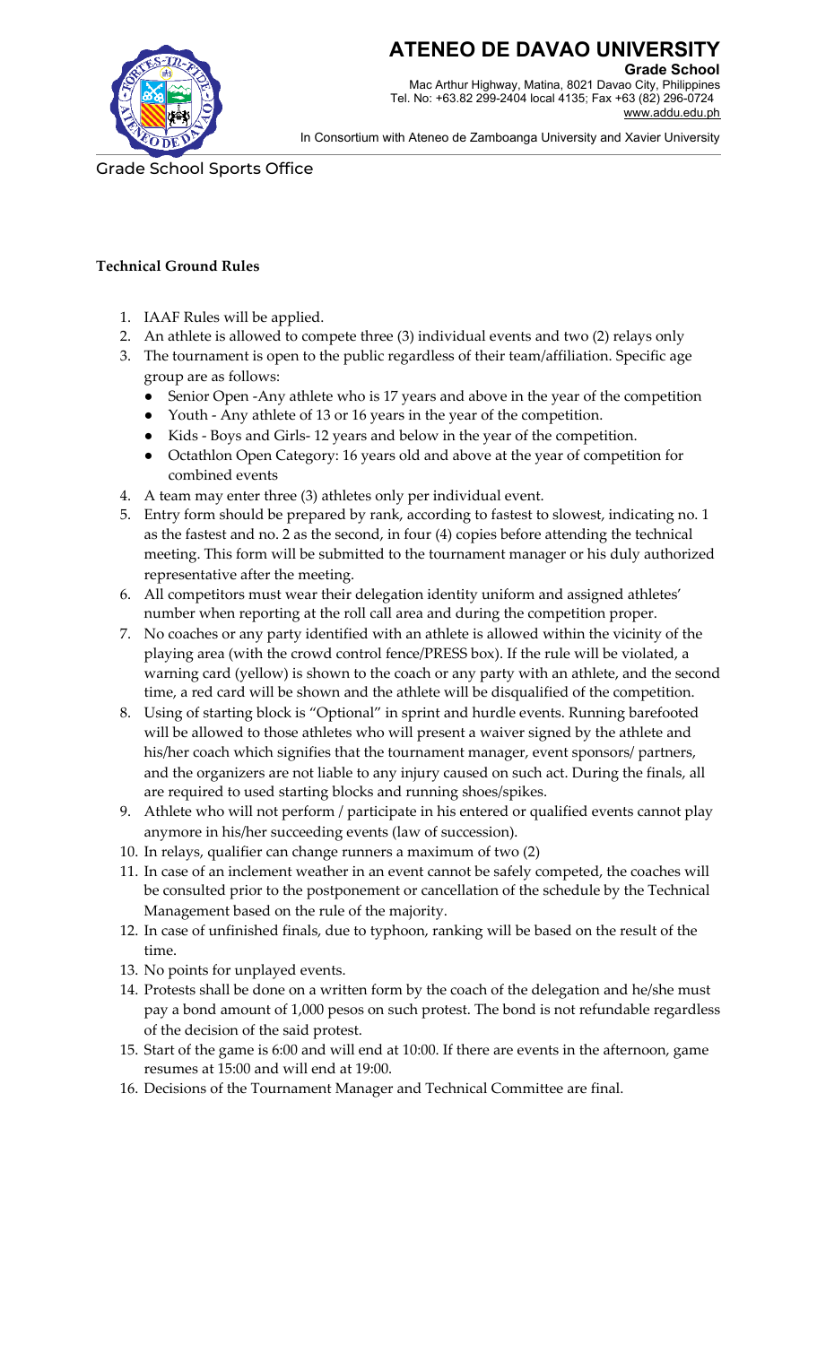# ATENEO DE DAVAO UNIVERSITY

**Grade School**
Mac Arthur Highway, Matina, 8021 Davao City, Philippines
Tel. No: +63.82 299-2404 local 4135; Fax +63 (82) 296-0724
www.addu.edu.ph

In Consortium with Ateneo de Zamboanga University and Xavier University

Grade School Sports Office

**Technical Ground Rules**

1. IAAF Rules will be applied.
2. An athlete is allowed to compete three (3) individual events and two (2) relays only
3. The tournament is open to the public regardless of their team/affiliation. Specific age group are as follows:
   - Senior Open -Any athlete who is 17 years and above in the year of the competition
   - Youth - Any athlete of 13 or 16 years in the year of the competition.
   - Kids - Boys and Girls- 12 years and below in the year of the competition.
   - Octathlon Open Category: 16 years old and above at the year of competition for combined events
4. A team may enter three (3) athletes only per individual event.
5. Entry form should be prepared by rank, according to fastest to slowest, indicating no. 1 as the fastest and no. 2 as the second, in four (4) copies before attending the technical meeting. This form will be submitted to the tournament manager or his duly authorized representative after the meeting.
6. All competitors must wear their delegation identity uniform and assigned athletes' number when reporting at the roll call area and during the competition proper.
7. No coaches or any party identified with an athlete is allowed within the vicinity of the playing area (with the crowd control fence/PRESS box). If the rule will be violated, a warning card (yellow) is shown to the coach or any party with an athlete, and the second time, a red card will be shown and the athlete will be disqualified of the competition.
8. Using of starting block is "Optional" in sprint and hurdle events. Running barefooted will be allowed to those athletes who will present a waiver signed by the athlete and his/her coach which signifies that the tournament manager, event sponsors/ partners, and the organizers are not liable to any injury caused on such act. During the finals, all are required to used starting blocks and running shoes/spikes.
9. Athlete who will not perform / participate in his entered or qualified events cannot play anymore in his/her succeeding events (law of succession).
10. In relays, qualifier can change runners a maximum of two (2)
11. In case of an inclement weather in an event cannot be safely competed, the coaches will be consulted prior to the postponement or cancellation of the schedule by the Technical Management based on the rule of the majority.
12. In case of unfinished finals, due to typhoon, ranking will be based on the result of the time.
13. No points for unplayed events.
14. Protests shall be done on a written form by the coach of the delegation and he/she must pay a bond amount of 1,000 pesos on such protest. The bond is not refundable regardless of the decision of the said protest.
15. Start of the game is 6:00 and will end at 10:00. If there are events in the afternoon, game resumes at 15:00 and will end at 19:00.
16. Decisions of the Tournament Manager and Technical Committee are final.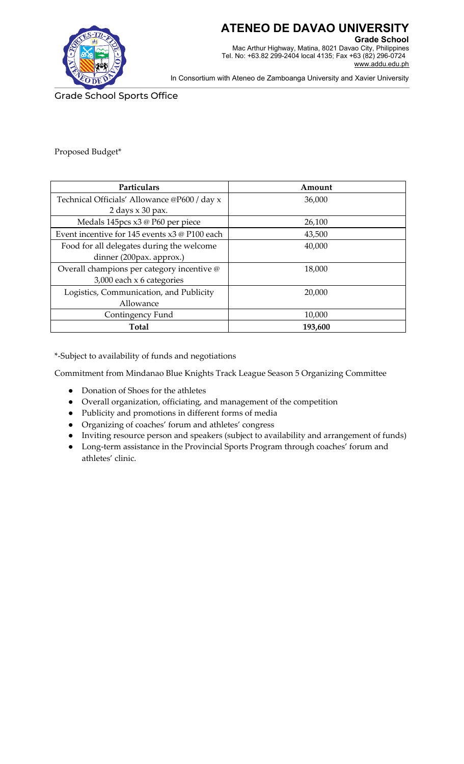# ATENEO DE DAVAO UNIVERSITY

**Grade School**

Mac Arthur Highway, Matina, 8021 Davao City, Philippines
Tel. No: +63.82 299-2404 local 4135; Fax +63 (82) 296-0724
www.addu.edu.ph

In Consortium with Ateneo de Zamboanga University and Xavier University

Grade School Sports Office

Proposed Budget*

| Particulars | Amount |
|---|---|
| Technical Officials' Allowance @P600 / day x 2 days x 30 pax. | 36,000 |
| Medals 145pcs x3 @ P60 per piece | 26,100 |
| Event incentive for 145 events x3 @ P100 each | 43,500 |
| Food for all delegates during the welcome dinner (200pax. approx.) | 40,000 |
| Overall champions per category incentive @ 3,000 each x 6 categories | 18,000 |
| Logistics, Communication, and Publicity Allowance | 20,000 |
| Contingency Fund | 10,000 |
| **Total** | **193,600** |

*-Subject to availability of funds and negotiations

Commitment from Mindanao Blue Knights Track League Season 5 Organizing Committee

- Donation of Shoes for the athletes
- Overall organization, officiating, and management of the competition
- Publicity and promotions in different forms of media
- Organizing of coaches' forum and athletes' congress
- Inviting resource person and speakers (subject to availability and arrangement of funds)
- Long-term assistance in the Provincial Sports Program through coaches' forum and athletes' clinic.